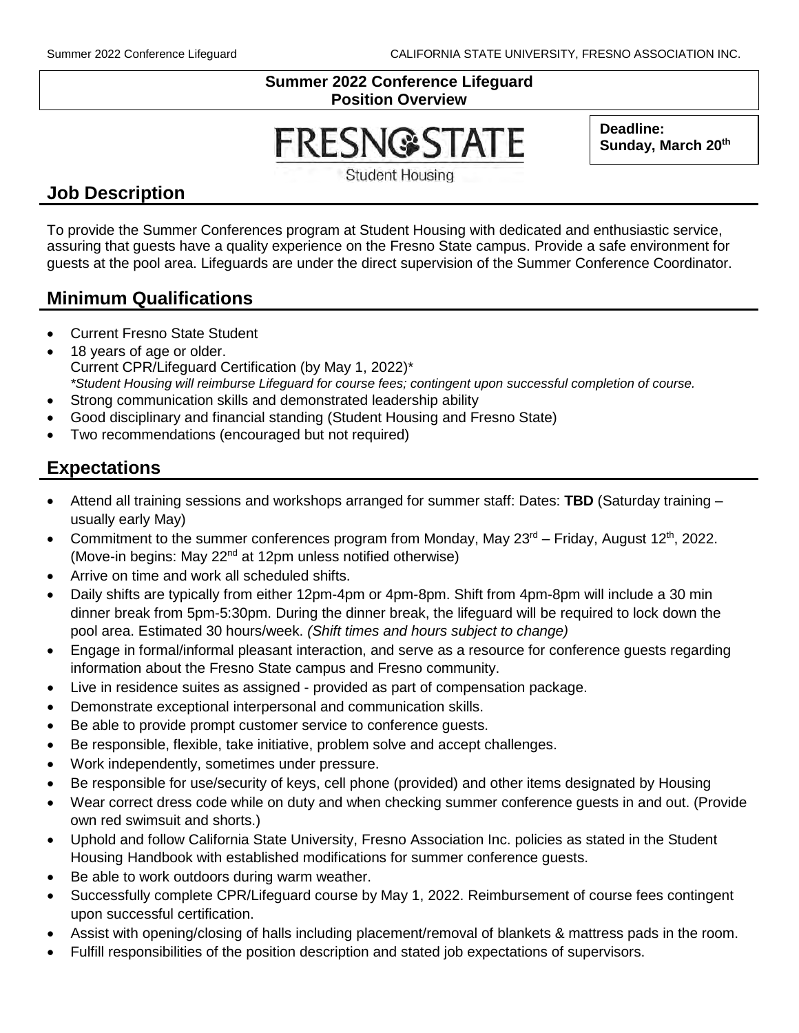# Summer 2022 Conference Lifeguard
## Position Overview

FRESNO STATE
Student Housing

**Deadline:**
**Sunday, March 20th**

## Job Description

To provide the Summer Conferences program at Student Housing with dedicated and enthusiastic service, assuring that guests have a quality experience on the Fresno State campus. Provide a safe environment for guests at the pool area. Lifeguards are under the direct supervision of the Summer Conference Coordinator.

## Minimum Qualifications

- Current Fresno State Student
- 18 years of age or older.
  Current CPR/Lifeguard Certification (by May 1, 2022)*
  *\*Student Housing will reimburse Lifeguard for course fees; contingent upon successful completion of course.*
- Strong communication skills and demonstrated leadership ability
- Good disciplinary and financial standing (Student Housing and Fresno State)
- Two recommendations (encouraged but not required)

## Expectations

- Attend all training sessions and workshops arranged for summer staff: Dates: **TBD** (Saturday training – usually early May)
- Commitment to the summer conferences program from Monday, May 23rd – Friday, August 12th, 2022. (Move-in begins: May 22nd at 12pm unless notified otherwise)
- Arrive on time and work all scheduled shifts.
- Daily shifts are typically from either 12pm-4pm or 4pm-8pm. Shift from 4pm-8pm will include a 30 min dinner break from 5pm-5:30pm. During the dinner break, the lifeguard will be required to lock down the pool area. Estimated 30 hours/week. *(Shift times and hours subject to change)*
- Engage in formal/informal pleasant interaction, and serve as a resource for conference guests regarding information about the Fresno State campus and Fresno community.
- Live in residence suites as assigned - provided as part of compensation package.
- Demonstrate exceptional interpersonal and communication skills.
- Be able to provide prompt customer service to conference guests.
- Be responsible, flexible, take initiative, problem solve and accept challenges.
- Work independently, sometimes under pressure.
- Be responsible for use/security of keys, cell phone (provided) and other items designated by Housing
- Wear correct dress code while on duty and when checking summer conference guests in and out. (Provide own red swimsuit and shorts.)
- Uphold and follow California State University, Fresno Association Inc. policies as stated in the Student Housing Handbook with established modifications for summer conference guests.
- Be able to work outdoors during warm weather.
- Successfully complete CPR/Lifeguard course by May 1, 2022. Reimbursement of course fees contingent upon successful certification.
- Assist with opening/closing of halls including placement/removal of blankets & mattress pads in the room.
- Fulfill responsibilities of the position description and stated job expectations of supervisors.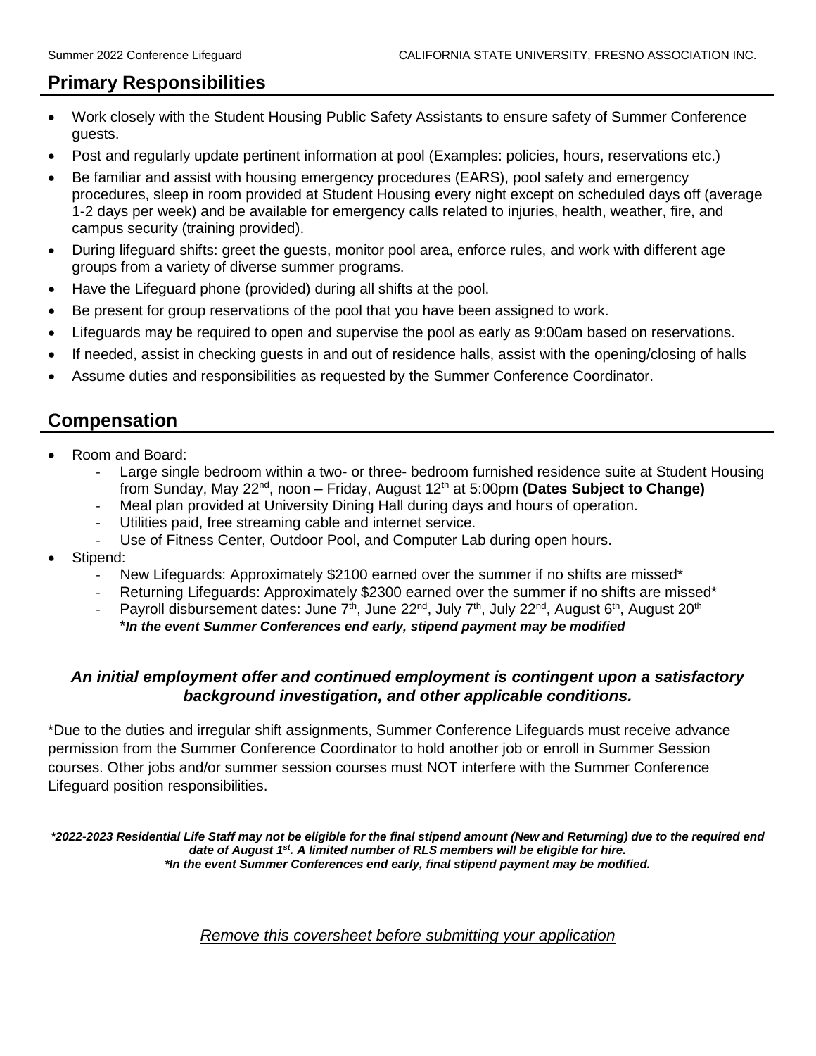## Primary Responsibilities

- Work closely with the Student Housing Public Safety Assistants to ensure safety of Summer Conference guests.
- Post and regularly update pertinent information at pool (Examples: policies, hours, reservations etc.)
- Be familiar and assist with housing emergency procedures (EARS), pool safety and emergency procedures, sleep in room provided at Student Housing every night except on scheduled days off (average 1-2 days per week) and be available for emergency calls related to injuries, health, weather, fire, and campus security (training provided).
- During lifeguard shifts: greet the guests, monitor pool area, enforce rules, and work with different age groups from a variety of diverse summer programs.
- Have the Lifeguard phone (provided) during all shifts at the pool.
- Be present for group reservations of the pool that you have been assigned to work.
- Lifeguards may be required to open and supervise the pool as early as 9:00am based on reservations.
- If needed, assist in checking guests in and out of residence halls, assist with the opening/closing of halls
- Assume duties and responsibilities as requested by the Summer Conference Coordinator.

## Compensation

- Room and Board:
  - Large single bedroom within a two- or three- bedroom furnished residence suite at Student Housing from Sunday, May 22nd, noon – Friday, August 12th at 5:00pm **(Dates Subject to Change)**
  - Meal plan provided at University Dining Hall during days and hours of operation.
  - Utilities paid, free streaming cable and internet service.
  - Use of Fitness Center, Outdoor Pool, and Computer Lab during open hours.
- Stipend:
  - New Lifeguards: Approximately $2100 earned over the summer if no shifts are missed*
  - Returning Lifeguards: Approximately $2300 earned over the summer if no shifts are missed*
  - Payroll disbursement dates: June 7th, June 22nd, July 7th, July 22nd, August 6th, August 20th
    ****In the event Summer Conferences end early, stipend payment may be modified***

***An initial employment offer and continued employment is contingent upon a satisfactory background investigation, and other applicable conditions.***

*Due to the duties and irregular shift assignments, Summer Conference Lifeguards must receive advance permission from the Summer Conference Coordinator to hold another job or enroll in Summer Session courses. Other jobs and/or summer session courses must NOT interfere with the Summer Conference Lifeguard position responsibilities.

***2022-2023 Residential Life Staff may not be eligible for the final stipend amount (New and Returning) due to the required end date of August 1st. A limited number of RLS members will be eligible for hire.***
****In the event Summer Conferences end early, final stipend payment may be modified.***

<u>*Remove this coversheet before submitting your application*</u>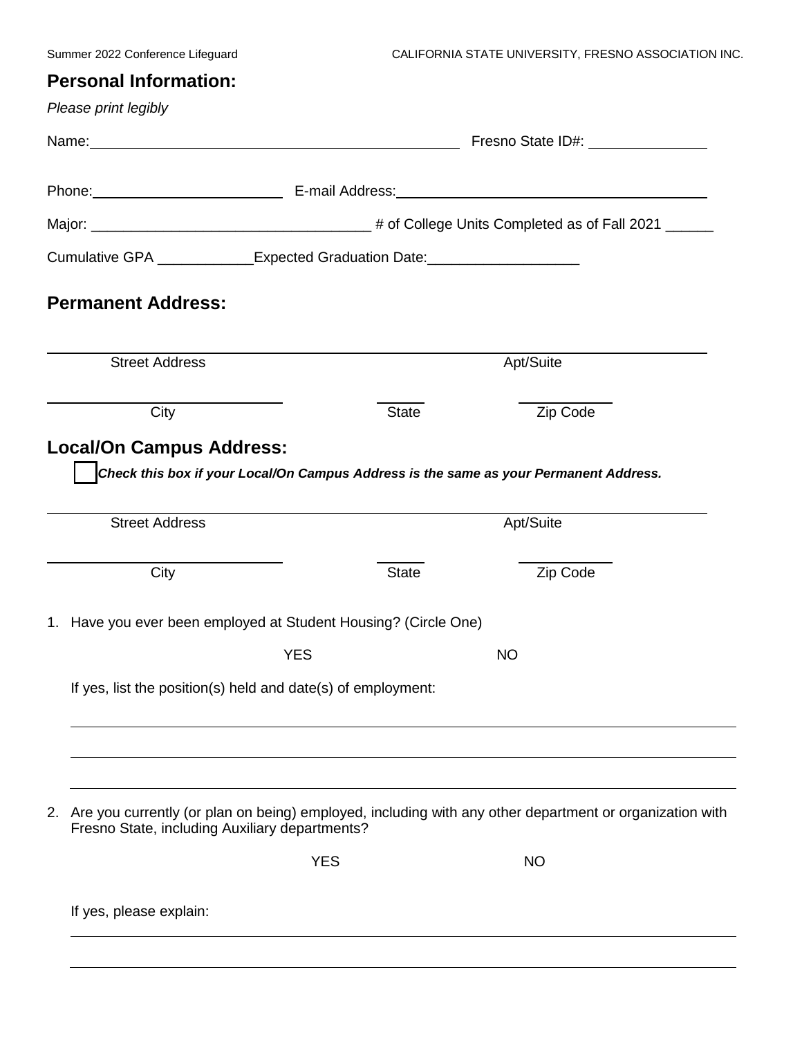## Personal Information:

*Please print legibly*

Name: ______________________________ Fresno State ID#: ______________

Phone: ______________________ E-mail Address: ______________________________

Major: ___________________________________ # of College Units Completed as of Fall 2021 ______

Cumulative GPA ____________Expected Graduation Date:___________________

## Permanent Address:

______________________________________________________________________

Street Address Apt/Suite

______________________ ______ ____________

City State Zip Code

## Local/On Campus Address:

☐ ***Check this box if your Local/On Campus Address is the same as your Permanent Address.***

______________________________________________________________________

Street Address Apt/Suite

______________________ ______ ____________

City State Zip Code

1. Have you ever been employed at Student Housing? (Circle One)

   YES NO

   If yes, list the position(s) held and date(s) of employment:

   ______________________________________________________________________

   ______________________________________________________________________

   ______________________________________________________________________

2. Are you currently (or plan on being) employed, including with any other department or organization with Fresno State, including Auxiliary departments?

   YES NO

   If yes, please explain:

   ______________________________________________________________________

   ______________________________________________________________________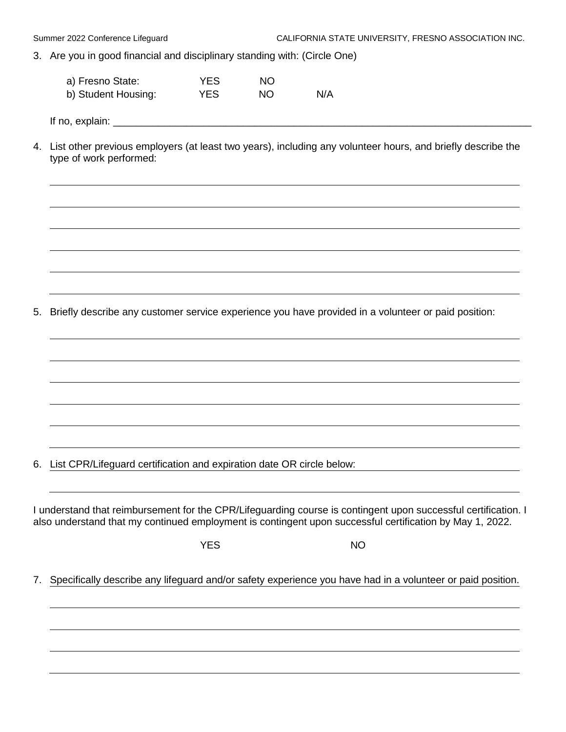3. Are you in good financial and disciplinary standing with: (Circle One)

| | | | |
|---|---|---|---|
| a) Fresno State: | YES | NO | |
| b) Student Housing: | YES | NO | N/A |

If no, explain: ___________________________________________________________________________

4. List other previous employers (at least two years), including any volunteer hours, and briefly describe the type of work performed:

___________________________________________________________________________

___________________________________________________________________________

___________________________________________________________________________

___________________________________________________________________________

___________________________________________________________________________

___________________________________________________________________________

5. Briefly describe any customer service experience you have provided in a volunteer or paid position:

___________________________________________________________________________

___________________________________________________________________________

___________________________________________________________________________

___________________________________________________________________________

___________________________________________________________________________

___________________________________________________________________________

6. List CPR/Lifeguard certification and expiration date OR circle below: ______________________

___________________________________________________________________________

I understand that reimbursement for the CPR/Lifeguarding course is contingent upon successful certification. I also understand that my continued employment is contingent upon successful certification by May 1, 2022.

YES NO

7. Specifically describe any lifeguard and/or safety experience you have had in a volunteer or paid position.

___________________________________________________________________________

___________________________________________________________________________

___________________________________________________________________________

___________________________________________________________________________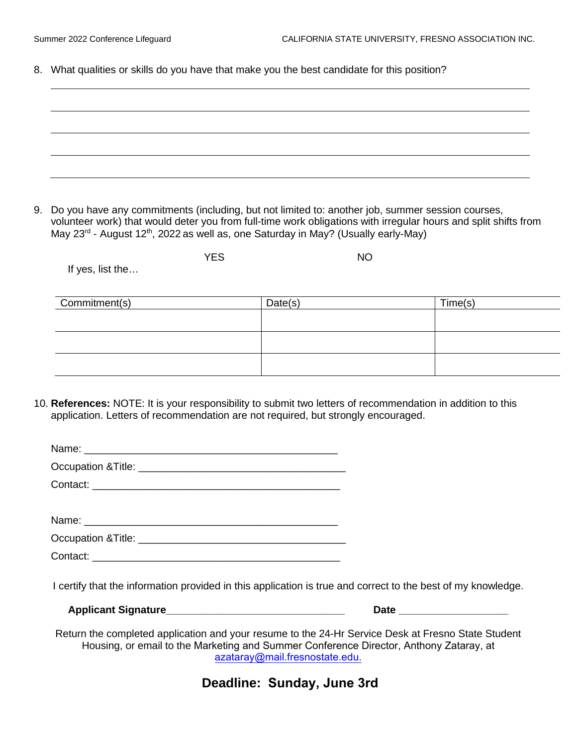8. What qualities or skills do you have that make you the best candidate for this position?

_______________________________________________________________________________

_______________________________________________________________________________

_______________________________________________________________________________

_______________________________________________________________________________

_______________________________________________________________________________

9. Do you have any commitments (including, but not limited to: another job, summer session courses, volunteer work) that would deter you from full-time work obligations with irregular hours and split shifts from May 23rd - August 12th, 2022 as well as, one Saturday in May? (Usually early-May)

YES NO

If yes, list the…

| Commitment(s) | Date(s) | Time(s) |
| --- | --- | --- |
| | | |
| | | |
| | | |

10. **References:** NOTE: It is your responsibility to submit two letters of recommendation in addition to this application. Letters of recommendation are not required, but strongly encouraged.

Name: ______________________________________________

Occupation &Title: ____________________________________

Contact: ____________________________________________

Name: ______________________________________________

Occupation &Title: ____________________________________

Contact: ____________________________________________

I certify that the information provided in this application is true and correct to the best of my knowledge.

**Applicant Signature**_______________________________ **Date** __________________

Return the completed application and your resume to the 24-Hr Service Desk at Fresno State Student Housing, or email to the Marketing and Summer Conference Director, Anthony Zataray, at azataray@mail.fresnostate.edu.

## Deadline: Sunday, June 3rd